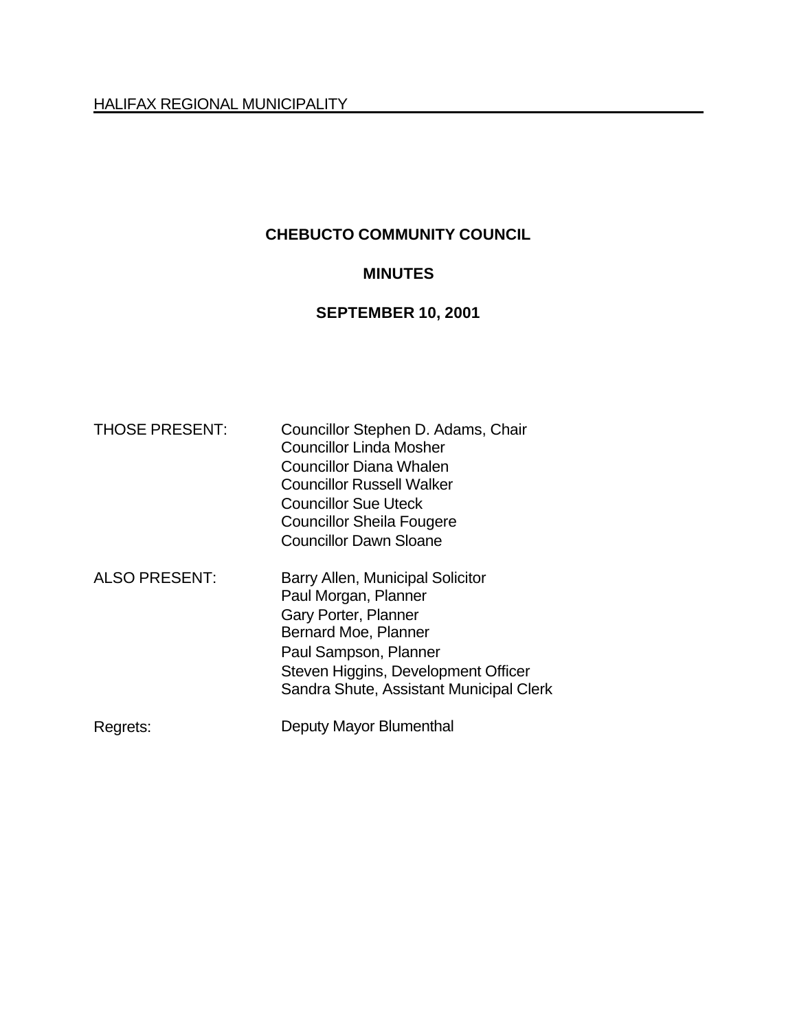HALIFAX REGIONAL MUNICIPALITY

# CHEBUCTO COMMUNITY COUNCIL

## MINUTES

## SEPTEMBER 10, 2001

| | |
|---|---|
| THOSE PRESENT: | Councillor Stephen D. Adams, Chair<br>Councillor Linda Mosher<br>Councillor Diana Whalen<br>Councillor Russell Walker<br>Councillor Sue Uteck<br>Councillor Sheila Fougere<br>Councillor Dawn Sloane |
| ALSO PRESENT: | Barry Allen, Municipal Solicitor<br>Paul Morgan, Planner<br>Gary Porter, Planner<br>Bernard Moe, Planner<br>Paul Sampson, Planner<br>Steven Higgins, Development Officer<br>Sandra Shute, Assistant Municipal Clerk |
| Regrets: | Deputy Mayor Blumenthal |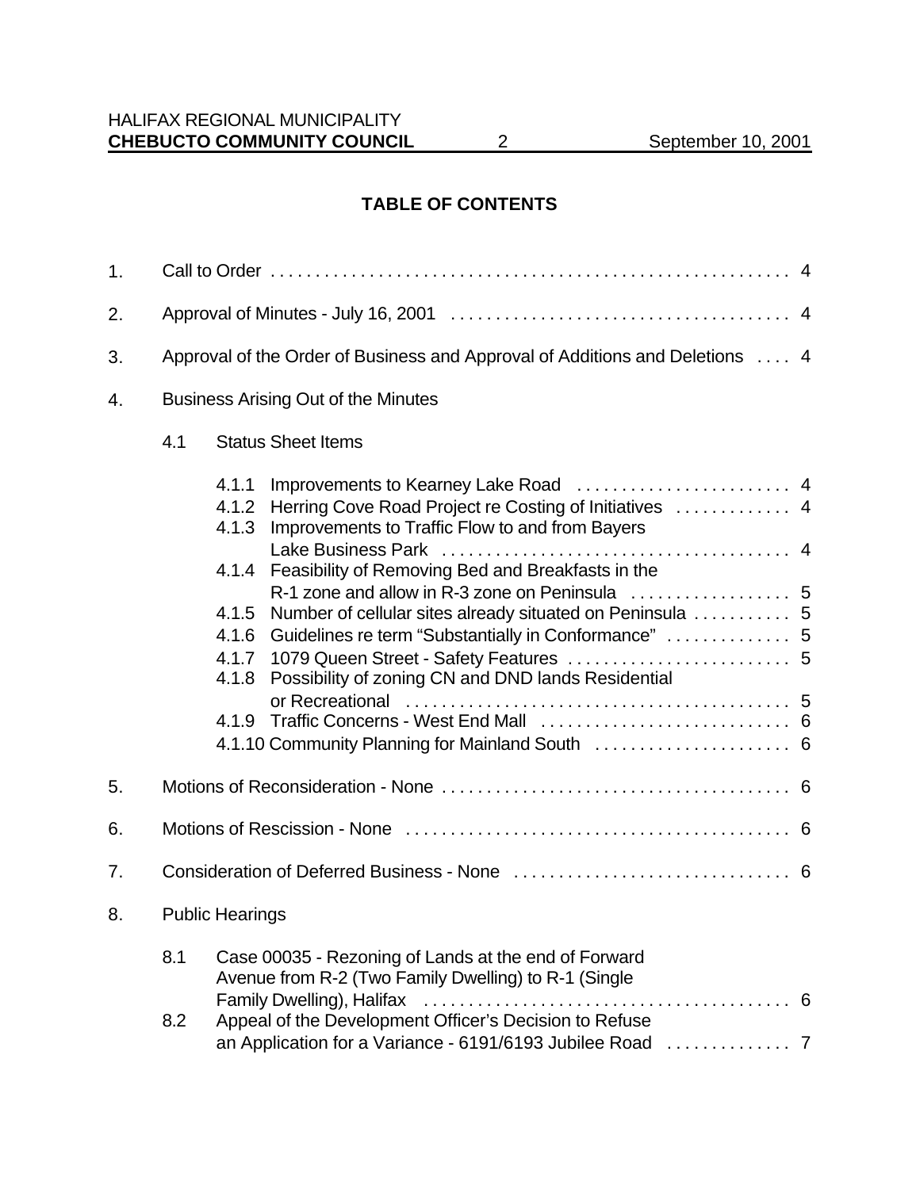## TABLE OF CONTENTS

1. Call to Order . . . . . . . . . . . . . . . . . . . . . . . . . . . . . . . . . . . . . . . . . . . . . . . . . . . . . . . . . 4
2. Approval of Minutes - July 16, 2001 . . . . . . . . . . . . . . . . . . . . . . . . . . . . . . . . . . . . . 4
3. Approval of the Order of Business and Approval of Additions and Deletions . . . . 4
4. Business Arising Out of the Minutes
   - 4.1 Status Sheet Items
     - 4.1.1 Improvements to Kearney Lake Road . . . . . . . . . . . . . . . . . . . . . . . . 4
     - 4.1.2 Herring Cove Road Project re Costing of Initiatives . . . . . . . . . . . . 4
     - 4.1.3 Improvements to Traffic Flow to and from Bayers Lake Business Park . . . . . . . . . . . . . . . . . . . . . . . . . . . . . . . . . . . . . . 4
     - 4.1.4 Feasibility of Removing Bed and Breakfasts in the R-1 zone and allow in R-3 zone on Peninsula . . . . . . . . . . . . . . . . . . 5
     - 4.1.5 Number of cellular sites already situated on Peninsula . . . . . . . . . . 5
     - 4.1.6 Guidelines re term "Substantially in Conformance" . . . . . . . . . . . . . 5
     - 4.1.7 1079 Queen Street - Safety Features . . . . . . . . . . . . . . . . . . . . . . . . . 5
     - 4.1.8 Possibility of zoning CN and DND lands Residential or Recreational . . . . . . . . . . . . . . . . . . . . . . . . . . . . . . . . . . . . . . . . . . 5
     - 4.1.9 Traffic Concerns - West End Mall . . . . . . . . . . . . . . . . . . . . . . . . . . . 6
     - 4.1.10 Community Planning for Mainland South . . . . . . . . . . . . . . . . . . . . . 6
5. Motions of Reconsideration - None . . . . . . . . . . . . . . . . . . . . . . . . . . . . . . . . . . . . . . . 6
6. Motions of Rescission - None . . . . . . . . . . . . . . . . . . . . . . . . . . . . . . . . . . . . . . . . . . . 6
7. Consideration of Deferred Business - None . . . . . . . . . . . . . . . . . . . . . . . . . . . . . . . 6
8. Public Hearings
   - 8.1 Case 00035 - Rezoning of Lands at the end of Forward Avenue from R-2 (Two Family Dwelling) to R-1 (Single Family Dwelling), Halifax . . . . . . . . . . . . . . . . . . . . . . . . . . . . . . . . . . . . . . . . 6
   - 8.2 Appeal of the Development Officer's Decision to Refuse an Application for a Variance - 6191/6193 Jubilee Road . . . . . . . . . . . . . 7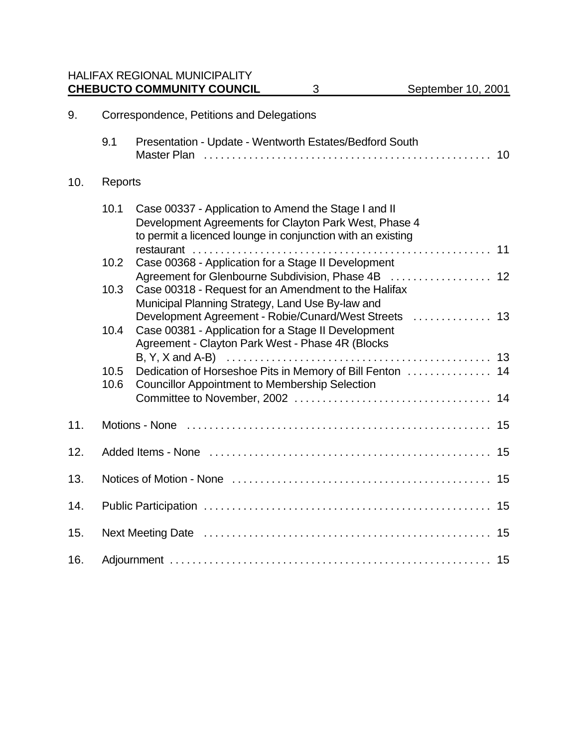9. Correspondence, Petitions and Delegations

   9.1 Presentation - Update - Wentworth Estates/Bedford South Master Plan . . . . . . . . . . 10

10. Reports

   10.1 Case 00337 - Application to Amend the Stage I and II Development Agreements for Clayton Park West, Phase 4 to permit a licenced lounge in conjunction with an existing restaurant . . . . . . . . . . 11
   10.2 Case 00368 - Application for a Stage II Development Agreement for Glenbourne Subdivision, Phase 4B . . . . . . . . . . 12
   10.3 Case 00318 - Request for an Amendment to the Halifax Municipal Planning Strategy, Land Use By-law and Development Agreement - Robie/Cunard/West Streets . . . . . . . . . . 13
   10.4 Case 00381 - Application for a Stage II Development Agreement - Clayton Park West - Phase 4R (Blocks B, Y, X and A-B) . . . . . . . . . . 13
   10.5 Dedication of Horseshoe Pits in Memory of Bill Fenton . . . . . . . . . . 14
   10.6 Councillor Appointment to Membership Selection Committee to November, 2002 . . . . . . . . . . 14

11. Motions - None . . . . . . . . . . 15

12. Added Items - None . . . . . . . . . . 15

13. Notices of Motion - None . . . . . . . . . . 15

14. Public Participation . . . . . . . . . . 15

15. Next Meeting Date . . . . . . . . . . 15

16. Adjournment . . . . . . . . . . 15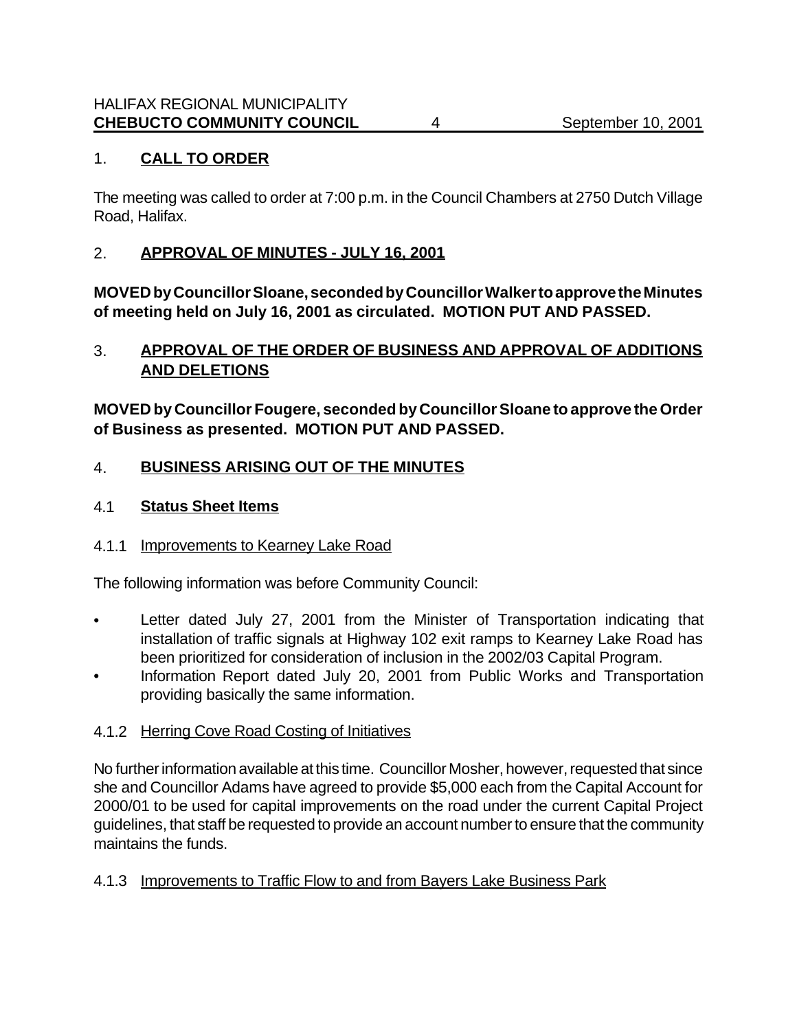## 1. **CALL TO ORDER**

The meeting was called to order at 7:00 p.m. in the Council Chambers at 2750 Dutch Village Road, Halifax.

## 2. **APPROVAL OF MINUTES - JULY 16, 2001**

**MOVED by Councillor Sloane, seconded by Councillor Walker to approve the Minutes of meeting held on July 16, 2001 as circulated. MOTION PUT AND PASSED.**

## 3. **APPROVAL OF THE ORDER OF BUSINESS AND APPROVAL OF ADDITIONS AND DELETIONS**

**MOVED by Councillor Fougere, seconded by Councillor Sloane to approve the Order of Business as presented. MOTION PUT AND PASSED.**

## 4. **BUSINESS ARISING OUT OF THE MINUTES**

### 4.1 **Status Sheet Items**

#### 4.1.1 Improvements to Kearney Lake Road

The following information was before Community Council:

- Letter dated July 27, 2001 from the Minister of Transportation indicating that installation of traffic signals at Highway 102 exit ramps to Kearney Lake Road has been prioritized for consideration of inclusion in the 2002/03 Capital Program.
- Information Report dated July 20, 2001 from Public Works and Transportation providing basically the same information.

#### 4.1.2 Herring Cove Road Costing of Initiatives

No further information available at this time. Councillor Mosher, however, requested that since she and Councillor Adams have agreed to provide $5,000 each from the Capital Account for 2000/01 to be used for capital improvements on the road under the current Capital Project guidelines, that staff be requested to provide an account number to ensure that the community maintains the funds.

#### 4.1.3 Improvements to Traffic Flow to and from Bayers Lake Business Park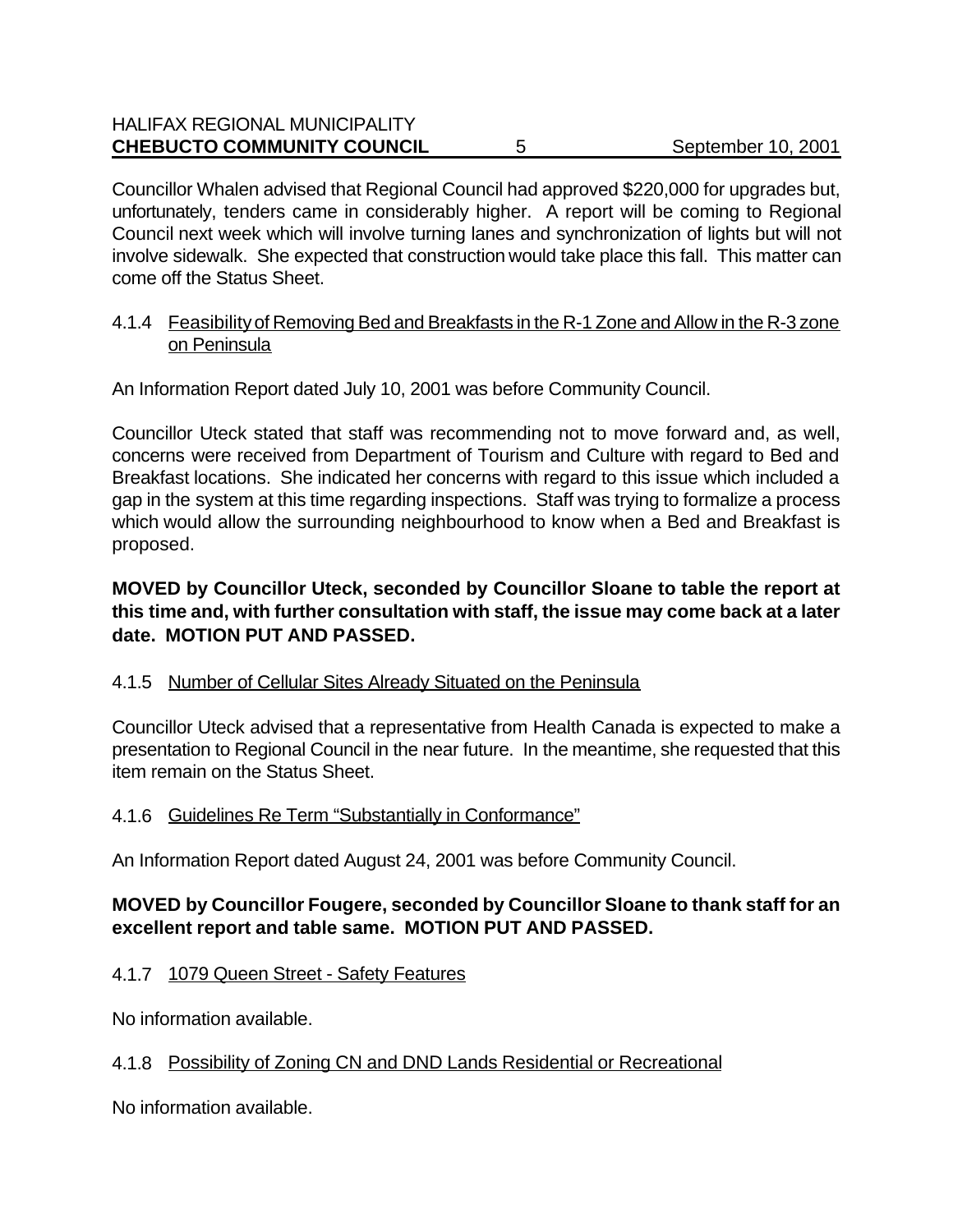Councillor Whalen advised that Regional Council had approved $220,000 for upgrades but, unfortunately, tenders came in considerably higher. A report will be coming to Regional Council next week which will involve turning lanes and synchronization of lights but will not involve sidewalk. She expected that construction would take place this fall. This matter can come off the Status Sheet.

4.1.4 Feasibility of Removing Bed and Breakfasts in the R-1 Zone and Allow in the R-3 zone on Peninsula

An Information Report dated July 10, 2001 was before Community Council.

Councillor Uteck stated that staff was recommending not to move forward and, as well, concerns were received from Department of Tourism and Culture with regard to Bed and Breakfast locations. She indicated her concerns with regard to this issue which included a gap in the system at this time regarding inspections. Staff was trying to formalize a process which would allow the surrounding neighbourhood to know when a Bed and Breakfast is proposed.

**MOVED by Councillor Uteck, seconded by Councillor Sloane to table the report at this time and, with further consultation with staff, the issue may come back at a later date. MOTION PUT AND PASSED.**

4.1.5 Number of Cellular Sites Already Situated on the Peninsula

Councillor Uteck advised that a representative from Health Canada is expected to make a presentation to Regional Council in the near future. In the meantime, she requested that this item remain on the Status Sheet.

4.1.6 Guidelines Re Term "Substantially in Conformance"

An Information Report dated August 24, 2001 was before Community Council.

**MOVED by Councillor Fougere, seconded by Councillor Sloane to thank staff for an excellent report and table same. MOTION PUT AND PASSED.**

4.1.7 1079 Queen Street - Safety Features

No information available.

4.1.8 Possibility of Zoning CN and DND Lands Residential or Recreational

No information available.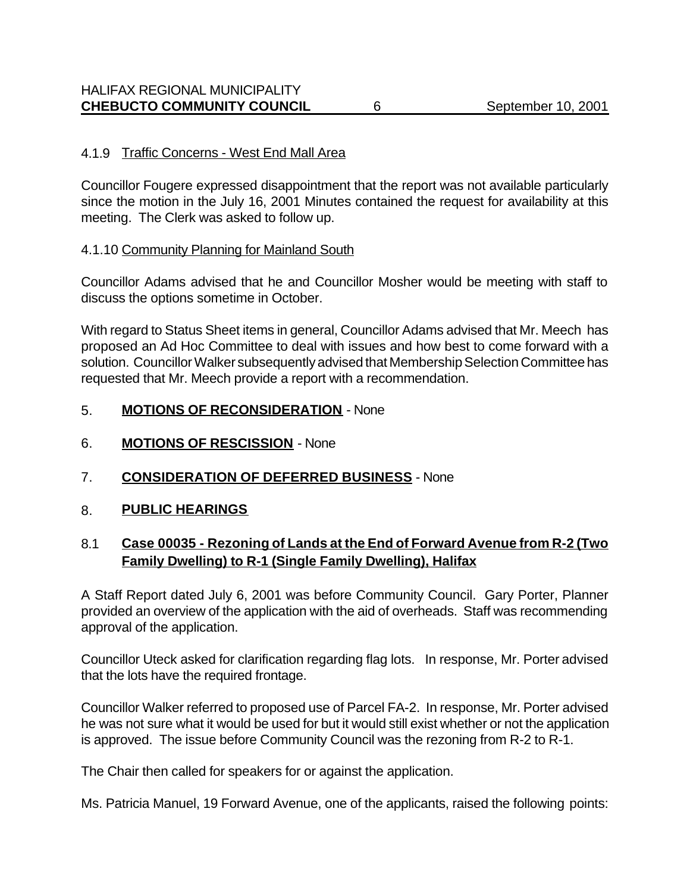4.1.9 Traffic Concerns - West End Mall Area

Councillor Fougere expressed disappointment that the report was not available particularly since the motion in the July 16, 2001 Minutes contained the request for availability at this meeting. The Clerk was asked to follow up.

4.1.10 Community Planning for Mainland South

Councillor Adams advised that he and Councillor Mosher would be meeting with staff to discuss the options sometime in October.

With regard to Status Sheet items in general, Councillor Adams advised that Mr. Meech has proposed an Ad Hoc Committee to deal with issues and how best to come forward with a solution. Councillor Walker subsequently advised that Membership Selection Committee has requested that Mr. Meech provide a report with a recommendation.

5. **MOTIONS OF RECONSIDERATION** - None

6. **MOTIONS OF RESCISSION** - None

7. **CONSIDERATION OF DEFERRED BUSINESS** - None

8. **PUBLIC HEARINGS**

8.1 **Case 00035 - Rezoning of Lands at the End of Forward Avenue from R-2 (Two Family Dwelling) to R-1 (Single Family Dwelling), Halifax**

A Staff Report dated July 6, 2001 was before Community Council. Gary Porter, Planner provided an overview of the application with the aid of overheads. Staff was recommending approval of the application.

Councillor Uteck asked for clarification regarding flag lots. In response, Mr. Porter advised that the lots have the required frontage.

Councillor Walker referred to proposed use of Parcel FA-2. In response, Mr. Porter advised he was not sure what it would be used for but it would still exist whether or not the application is approved. The issue before Community Council was the rezoning from R-2 to R-1.

The Chair then called for speakers for or against the application.

Ms. Patricia Manuel, 19 Forward Avenue, one of the applicants, raised the following points: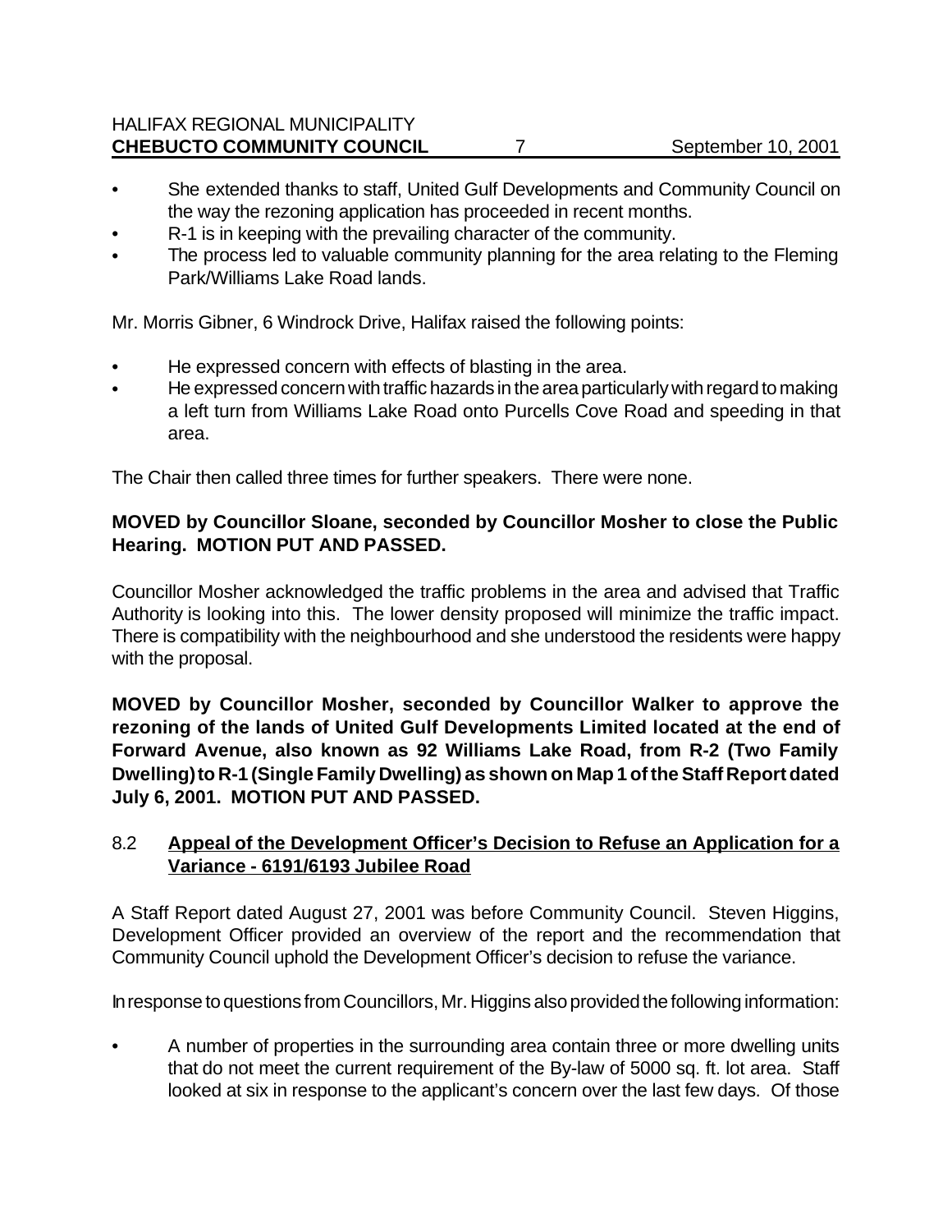- She extended thanks to staff, United Gulf Developments and Community Council on the way the rezoning application has proceeded in recent months.
- R-1 is in keeping with the prevailing character of the community.
- The process led to valuable community planning for the area relating to the Fleming Park/Williams Lake Road lands.

Mr. Morris Gibner, 6 Windrock Drive, Halifax raised the following points:

- He expressed concern with effects of blasting in the area.
- He expressed concern with traffic hazards in the area particularly with regard to making a left turn from Williams Lake Road onto Purcells Cove Road and speeding in that area.

The Chair then called three times for further speakers. There were none.

**MOVED by Councillor Sloane, seconded by Councillor Mosher to close the Public Hearing. MOTION PUT AND PASSED.**

Councillor Mosher acknowledged the traffic problems in the area and advised that Traffic Authority is looking into this. The lower density proposed will minimize the traffic impact. There is compatibility with the neighbourhood and she understood the residents were happy with the proposal.

**MOVED by Councillor Mosher, seconded by Councillor Walker to approve the rezoning of the lands of United Gulf Developments Limited located at the end of Forward Avenue, also known as 92 Williams Lake Road, from R-2 (Two Family Dwelling) to R-1 (Single Family Dwelling) as shown on Map 1 of the Staff Report dated July 6, 2001. MOTION PUT AND PASSED.**

## 8.2 <u>Appeal of the Development Officer's Decision to Refuse an Application for a Variance - 6191/6193 Jubilee Road</u>

A Staff Report dated August 27, 2001 was before Community Council. Steven Higgins, Development Officer provided an overview of the report and the recommendation that Community Council uphold the Development Officer's decision to refuse the variance.

In response to questions from Councillors, Mr. Higgins also provided the following information:

- A number of properties in the surrounding area contain three or more dwelling units that do not meet the current requirement of the By-law of 5000 sq. ft. lot area. Staff looked at six in response to the applicant's concern over the last few days. Of those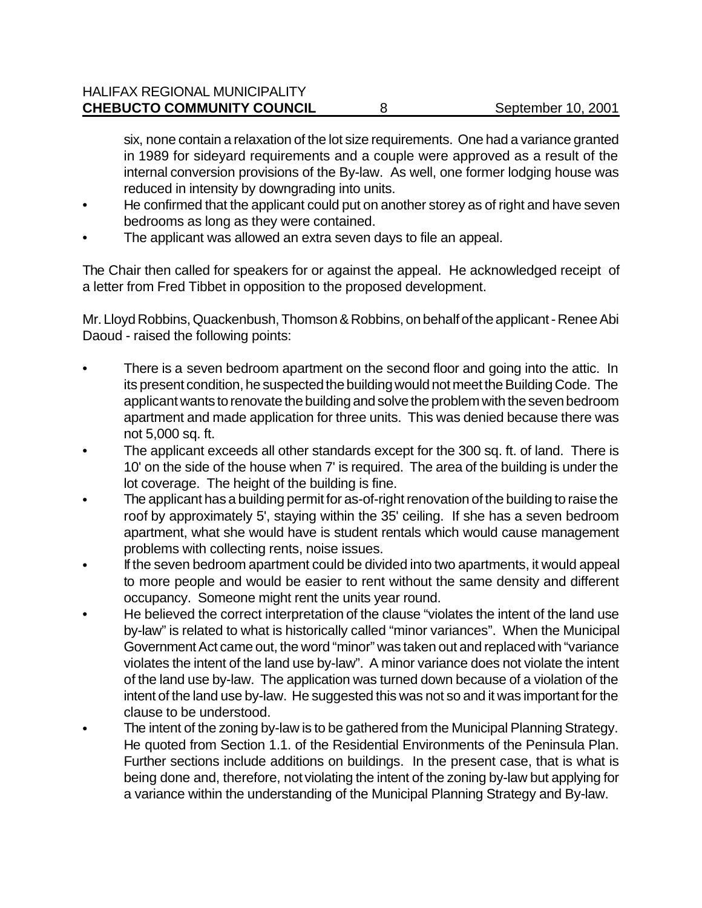six, none contain a relaxation of the lot size requirements. One had a variance granted in 1989 for sideyard requirements and a couple were approved as a result of the internal conversion provisions of the By-law. As well, one former lodging house was reduced in intensity by downgrading into units.

- He confirmed that the applicant could put on another storey as of right and have seven bedrooms as long as they were contained.
- The applicant was allowed an extra seven days to file an appeal.

The Chair then called for speakers for or against the appeal. He acknowledged receipt of a letter from Fred Tibbet in opposition to the proposed development.

Mr. Lloyd Robbins, Quackenbush, Thomson & Robbins, on behalf of the applicant - Renee Abi Daoud - raised the following points:

- There is a seven bedroom apartment on the second floor and going into the attic. In its present condition, he suspected the building would not meet the Building Code. The applicant wants to renovate the building and solve the problem with the seven bedroom apartment and made application for three units. This was denied because there was not 5,000 sq. ft.
- The applicant exceeds all other standards except for the 300 sq. ft. of land. There is 10' on the side of the house when 7' is required. The area of the building is under the lot coverage. The height of the building is fine.
- The applicant has a building permit for as-of-right renovation of the building to raise the roof by approximately 5', staying within the 35' ceiling. If she has a seven bedroom apartment, what she would have is student rentals which would cause management problems with collecting rents, noise issues.
- If the seven bedroom apartment could be divided into two apartments, it would appeal to more people and would be easier to rent without the same density and different occupancy. Someone might rent the units year round.
- He believed the correct interpretation of the clause "violates the intent of the land use by-law" is related to what is historically called "minor variances". When the Municipal Government Act came out, the word "minor" was taken out and replaced with "variance violates the intent of the land use by-law". A minor variance does not violate the intent of the land use by-law. The application was turned down because of a violation of the intent of the land use by-law. He suggested this was not so and it was important for the clause to be understood.
- The intent of the zoning by-law is to be gathered from the Municipal Planning Strategy. He quoted from Section 1.1. of the Residential Environments of the Peninsula Plan. Further sections include additions on buildings. In the present case, that is what is being done and, therefore, not violating the intent of the zoning by-law but applying for a variance within the understanding of the Municipal Planning Strategy and By-law.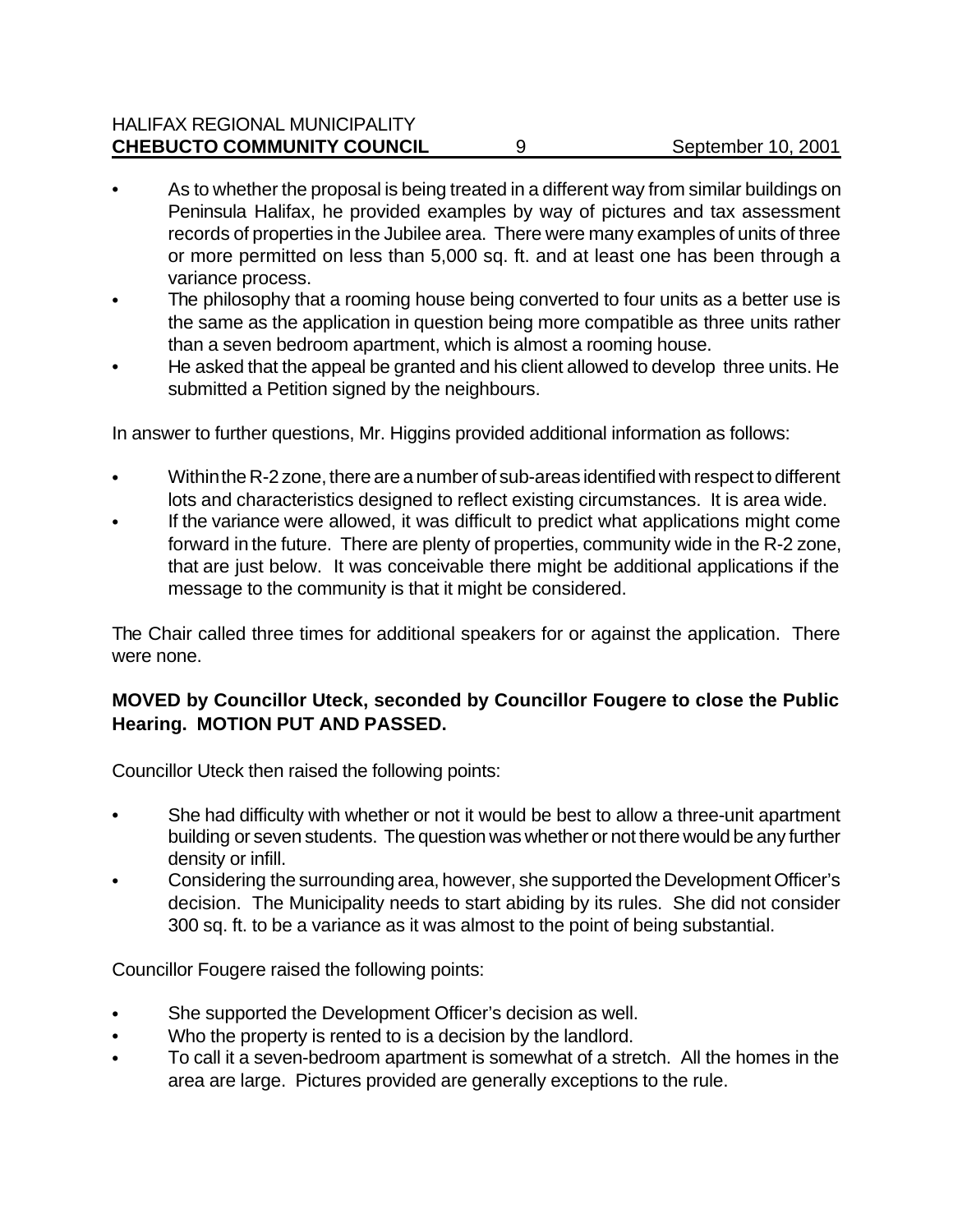- As to whether the proposal is being treated in a different way from similar buildings on Peninsula Halifax, he provided examples by way of pictures and tax assessment records of properties in the Jubilee area. There were many examples of units of three or more permitted on less than 5,000 sq. ft. and at least one has been through a variance process.
- The philosophy that a rooming house being converted to four units as a better use is the same as the application in question being more compatible as three units rather than a seven bedroom apartment, which is almost a rooming house.
- He asked that the appeal be granted and his client allowed to develop three units. He submitted a Petition signed by the neighbours.

In answer to further questions, Mr. Higgins provided additional information as follows:

- Within the R-2 zone, there are a number of sub-areas identified with respect to different lots and characteristics designed to reflect existing circumstances. It is area wide.
- If the variance were allowed, it was difficult to predict what applications might come forward in the future. There are plenty of properties, community wide in the R-2 zone, that are just below. It was conceivable there might be additional applications if the message to the community is that it might be considered.

The Chair called three times for additional speakers for or against the application. There were none.

**MOVED by Councillor Uteck, seconded by Councillor Fougere to close the Public Hearing. MOTION PUT AND PASSED.**

Councillor Uteck then raised the following points:

- She had difficulty with whether or not it would be best to allow a three-unit apartment building or seven students. The question was whether or not there would be any further density or infill.
- Considering the surrounding area, however, she supported the Development Officer's decision. The Municipality needs to start abiding by its rules. She did not consider 300 sq. ft. to be a variance as it was almost to the point of being substantial.

Councillor Fougere raised the following points:

- She supported the Development Officer's decision as well.
- Who the property is rented to is a decision by the landlord.
- To call it a seven-bedroom apartment is somewhat of a stretch. All the homes in the area are large. Pictures provided are generally exceptions to the rule.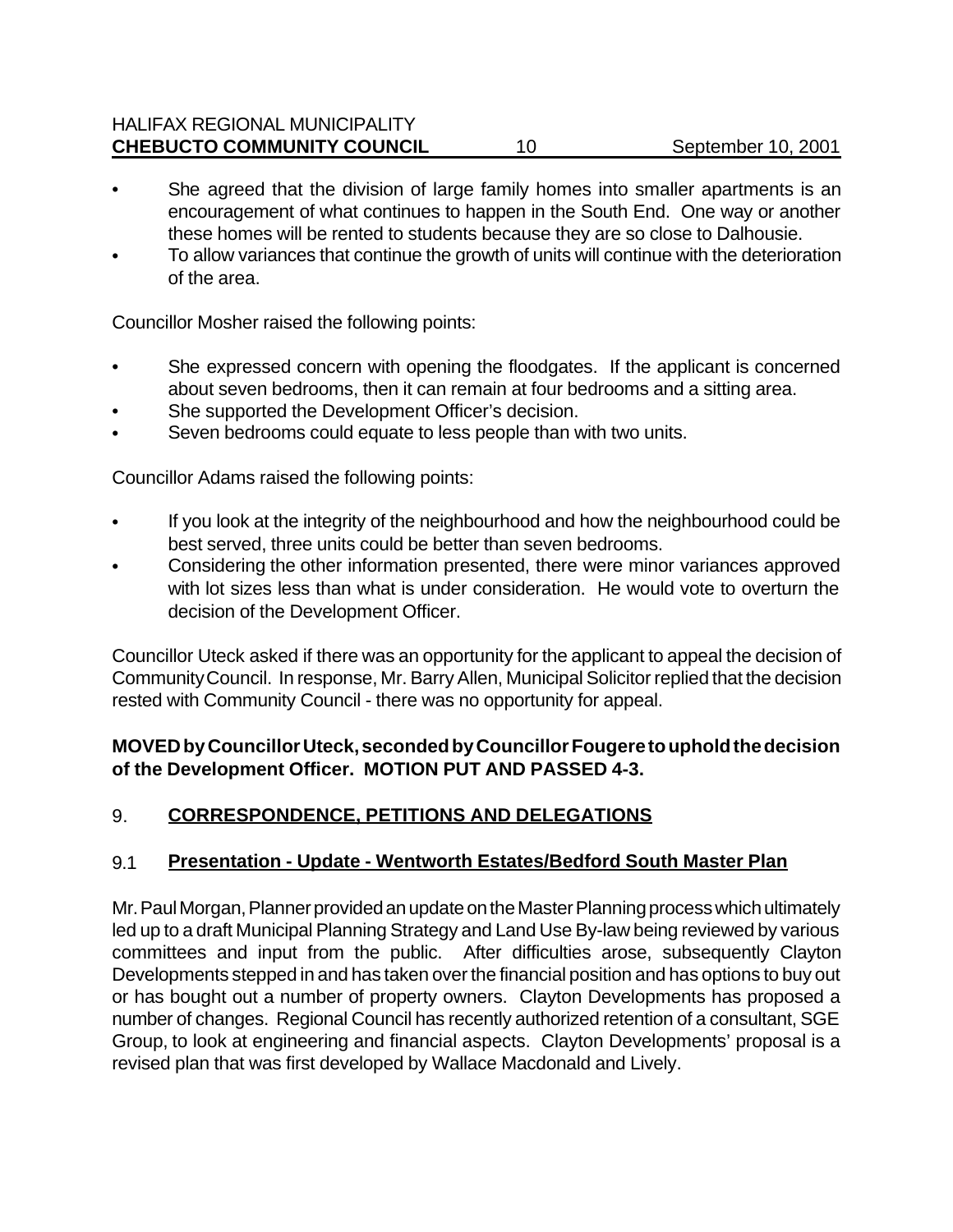- She agreed that the division of large family homes into smaller apartments is an encouragement of what continues to happen in the South End. One way or another these homes will be rented to students because they are so close to Dalhousie.
- To allow variances that continue the growth of units will continue with the deterioration of the area.

Councillor Mosher raised the following points:

- She expressed concern with opening the floodgates. If the applicant is concerned about seven bedrooms, then it can remain at four bedrooms and a sitting area.
- She supported the Development Officer's decision.
- Seven bedrooms could equate to less people than with two units.

Councillor Adams raised the following points:

- If you look at the integrity of the neighbourhood and how the neighbourhood could be best served, three units could be better than seven bedrooms.
- Considering the other information presented, there were minor variances approved with lot sizes less than what is under consideration. He would vote to overturn the decision of the Development Officer.

Councillor Uteck asked if there was an opportunity for the applicant to appeal the decision of Community Council. In response, Mr. Barry Allen, Municipal Solicitor replied that the decision rested with Community Council - there was no opportunity for appeal.

**MOVED by Councillor Uteck, seconded by Councillor Fougere to uphold the decision of the Development Officer. MOTION PUT AND PASSED 4-3.**

## 9. CORRESPONDENCE, PETITIONS AND DELEGATIONS

### 9.1 Presentation - Update - Wentworth Estates/Bedford South Master Plan

Mr. Paul Morgan, Planner provided an update on the Master Planning process which ultimately led up to a draft Municipal Planning Strategy and Land Use By-law being reviewed by various committees and input from the public. After difficulties arose, subsequently Clayton Developments stepped in and has taken over the financial position and has options to buy out or has bought out a number of property owners. Clayton Developments has proposed a number of changes. Regional Council has recently authorized retention of a consultant, SGE Group, to look at engineering and financial aspects. Clayton Developments' proposal is a revised plan that was first developed by Wallace Macdonald and Lively.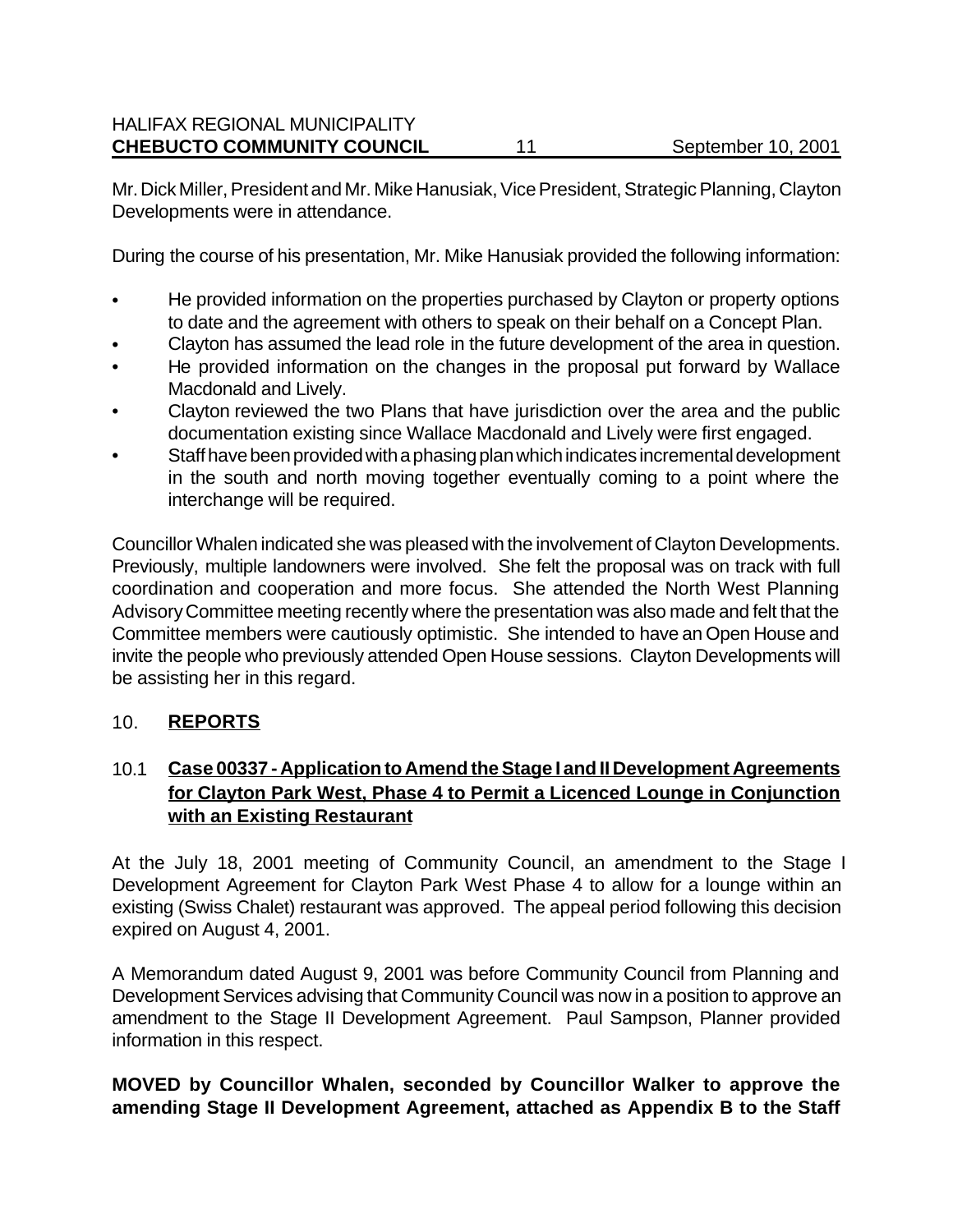Mr. Dick Miller, President and Mr. Mike Hanusiak, Vice President, Strategic Planning, Clayton Developments were in attendance.

During the course of his presentation, Mr. Mike Hanusiak provided the following information:

- He provided information on the properties purchased by Clayton or property options to date and the agreement with others to speak on their behalf on a Concept Plan.
- Clayton has assumed the lead role in the future development of the area in question.
- He provided information on the changes in the proposal put forward by Wallace Macdonald and Lively.
- Clayton reviewed the two Plans that have jurisdiction over the area and the public documentation existing since Wallace Macdonald and Lively were first engaged.
- Staff have been provided with a phasing plan which indicates incremental development in the south and north moving together eventually coming to a point where the interchange will be required.

Councillor Whalen indicated she was pleased with the involvement of Clayton Developments. Previously, multiple landowners were involved. She felt the proposal was on track with full coordination and cooperation and more focus. She attended the North West Planning Advisory Committee meeting recently where the presentation was also made and felt that the Committee members were cautiously optimistic. She intended to have an Open House and invite the people who previously attended Open House sessions. Clayton Developments will be assisting her in this regard.

## 10. REPORTS

### 10.1 Case 00337 - Application to Amend the Stage I and II Development Agreements for Clayton Park West, Phase 4 to Permit a Licenced Lounge in Conjunction with an Existing Restaurant

At the July 18, 2001 meeting of Community Council, an amendment to the Stage I Development Agreement for Clayton Park West Phase 4 to allow for a lounge within an existing (Swiss Chalet) restaurant was approved. The appeal period following this decision expired on August 4, 2001.

A Memorandum dated August 9, 2001 was before Community Council from Planning and Development Services advising that Community Council was now in a position to approve an amendment to the Stage II Development Agreement. Paul Sampson, Planner provided information in this respect.

**MOVED by Councillor Whalen, seconded by Councillor Walker to approve the amending Stage II Development Agreement, attached as Appendix B to the Staff**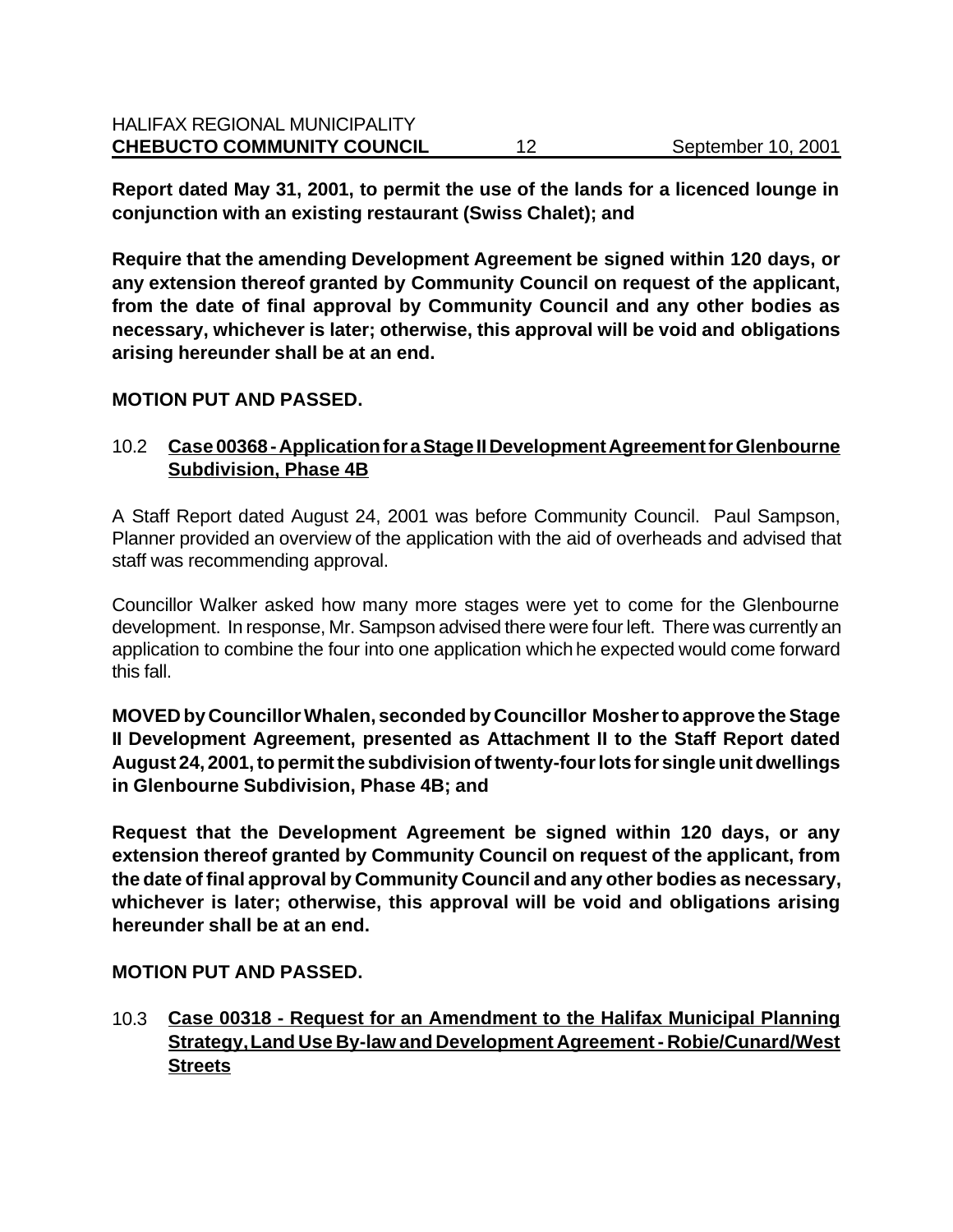**Report dated May 31, 2001, to permit the use of the lands for a licenced lounge in conjunction with an existing restaurant (Swiss Chalet); and**

**Require that the amending Development Agreement be signed within 120 days, or any extension thereof granted by Community Council on request of the applicant, from the date of final approval by Community Council and any other bodies as necessary, whichever is later; otherwise, this approval will be void and obligations arising hereunder shall be at an end.**

**MOTION PUT AND PASSED.**

10.2 **Case 00368 - Application for a Stage II Development Agreement for Glenbourne Subdivision, Phase 4B**

A Staff Report dated August 24, 2001 was before Community Council. Paul Sampson, Planner provided an overview of the application with the aid of overheads and advised that staff was recommending approval.

Councillor Walker asked how many more stages were yet to come for the Glenbourne development. In response, Mr. Sampson advised there were four left. There was currently an application to combine the four into one application which he expected would come forward this fall.

**MOVED by Councillor Whalen, seconded by Councillor Mosher to approve the Stage II Development Agreement, presented as Attachment II to the Staff Report dated August 24, 2001, to permit the subdivision of twenty-four lots for single unit dwellings in Glenbourne Subdivision, Phase 4B; and**

**Request that the Development Agreement be signed within 120 days, or any extension thereof granted by Community Council on request of the applicant, from the date of final approval by Community Council and any other bodies as necessary, whichever is later; otherwise, this approval will be void and obligations arising hereunder shall be at an end.**

**MOTION PUT AND PASSED.**

10.3 **Case 00318 - Request for an Amendment to the Halifax Municipal Planning Strategy, Land Use By-law and Development Agreement - Robie/Cunard/West Streets**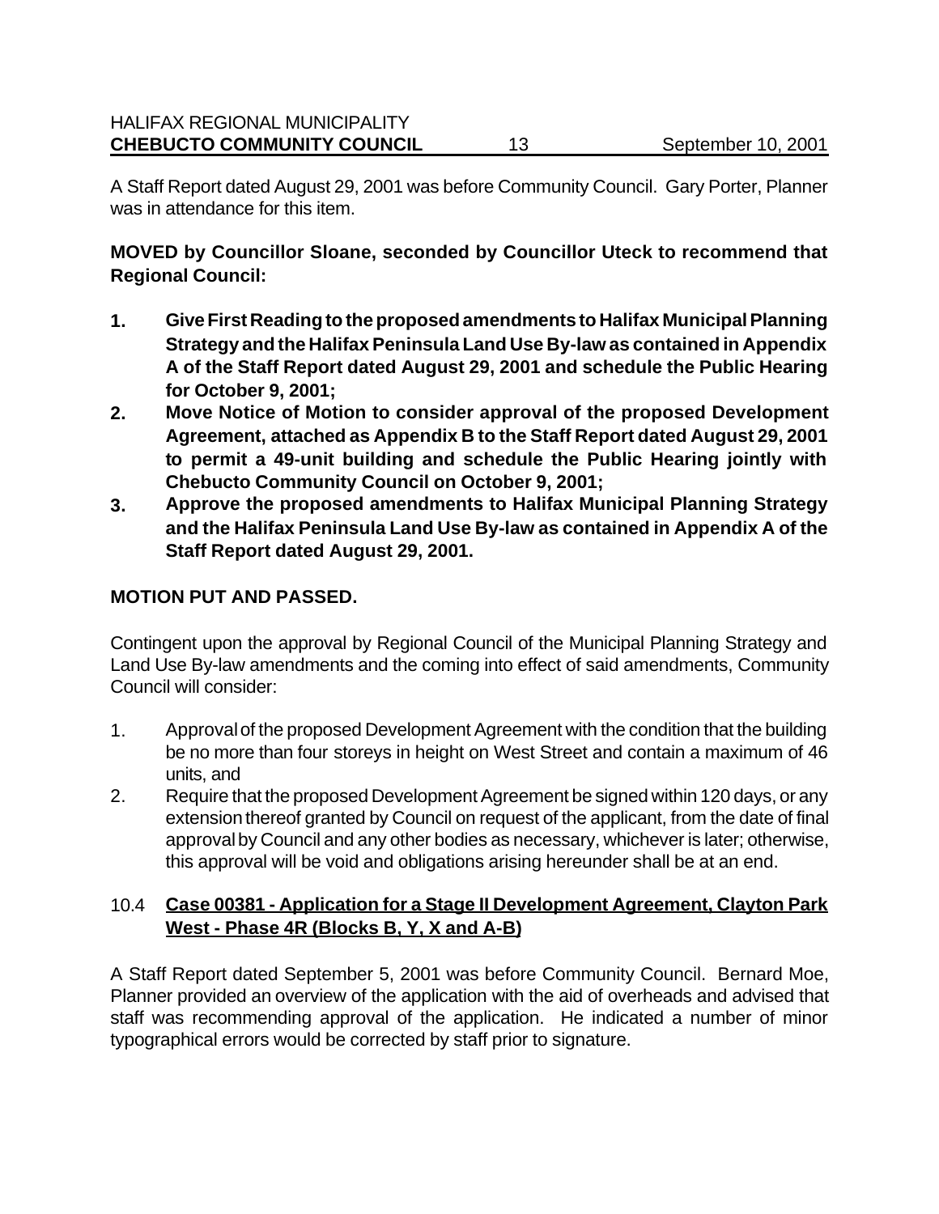A Staff Report dated August 29, 2001 was before Community Council. Gary Porter, Planner was in attendance for this item.

**MOVED by Councillor Sloane, seconded by Councillor Uteck to recommend that Regional Council:**

1. **Give First Reading to the proposed amendments to Halifax Municipal Planning Strategy and the Halifax Peninsula Land Use By-law as contained in Appendix A of the Staff Report dated August 29, 2001 and schedule the Public Hearing for October 9, 2001;**
2. **Move Notice of Motion to consider approval of the proposed Development Agreement, attached as Appendix B to the Staff Report dated August 29, 2001 to permit a 49-unit building and schedule the Public Hearing jointly with Chebucto Community Council on October 9, 2001;**
3. **Approve the proposed amendments to Halifax Municipal Planning Strategy and the Halifax Peninsula Land Use By-law as contained in Appendix A of the Staff Report dated August 29, 2001.**

**MOTION PUT AND PASSED.**

Contingent upon the approval by Regional Council of the Municipal Planning Strategy and Land Use By-law amendments and the coming into effect of said amendments, Community Council will consider:

1. Approval of the proposed Development Agreement with the condition that the building be no more than four storeys in height on West Street and contain a maximum of 46 units, and
2. Require that the proposed Development Agreement be signed within 120 days, or any extension thereof granted by Council on request of the applicant, from the date of final approval by Council and any other bodies as necessary, whichever is later; otherwise, this approval will be void and obligations arising hereunder shall be at an end.

10.4 **Case 00381 - Application for a Stage II Development Agreement, Clayton Park West - Phase 4R (Blocks B, Y, X and A-B)**

A Staff Report dated September 5, 2001 was before Community Council. Bernard Moe, Planner provided an overview of the application with the aid of overheads and advised that staff was recommending approval of the application. He indicated a number of minor typographical errors would be corrected by staff prior to signature.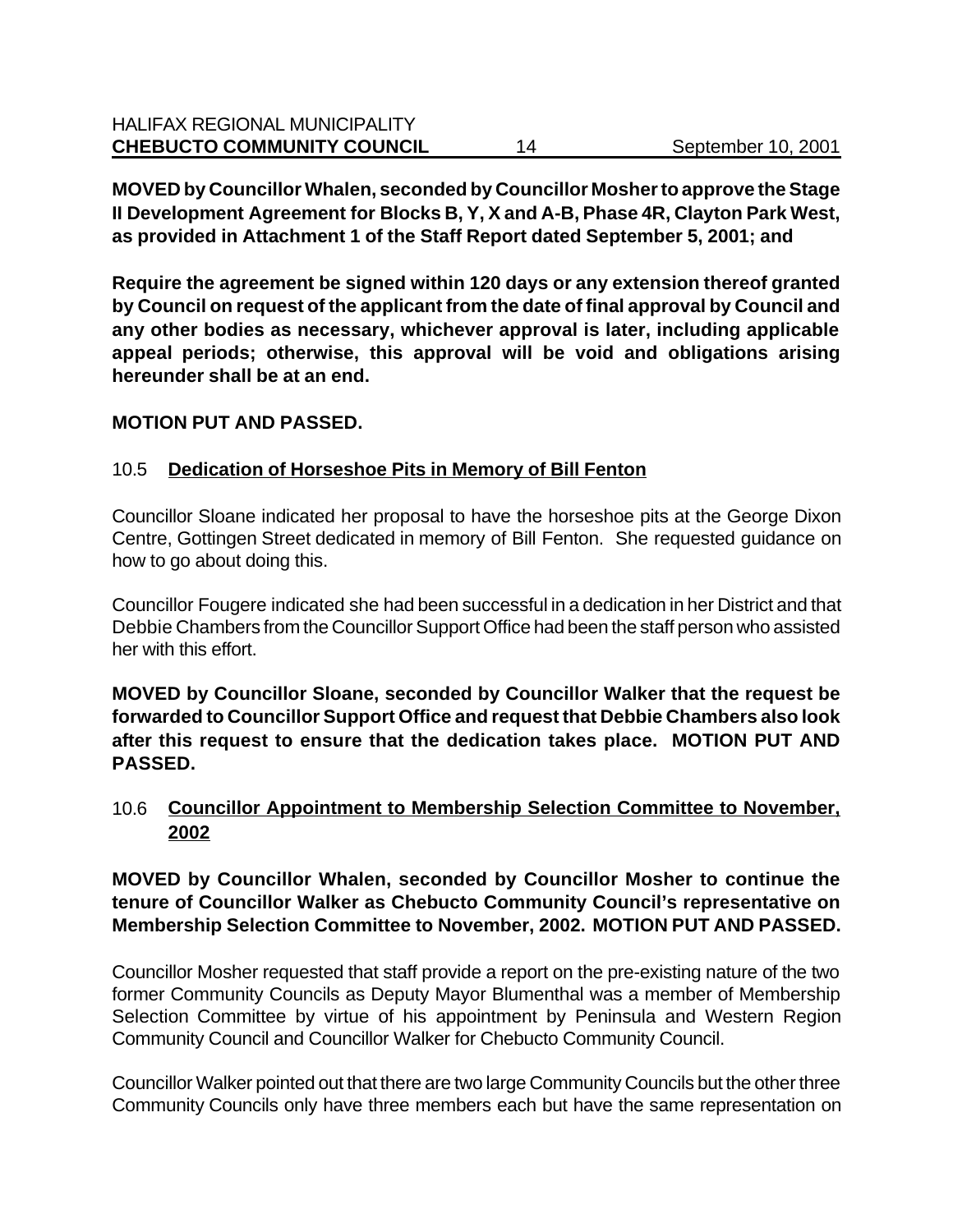**MOVED by Councillor Whalen, seconded by Councillor Mosher to approve the Stage II Development Agreement for Blocks B, Y, X and A-B, Phase 4R, Clayton Park West, as provided in Attachment 1 of the Staff Report dated September 5, 2001; and**

**Require the agreement be signed within 120 days or any extension thereof granted by Council on request of the applicant from the date of final approval by Council and any other bodies as necessary, whichever approval is later, including applicable appeal periods; otherwise, this approval will be void and obligations arising hereunder shall be at an end.**

**MOTION PUT AND PASSED.**

10.5 **Dedication of Horseshoe Pits in Memory of Bill Fenton**

Councillor Sloane indicated her proposal to have the horseshoe pits at the George Dixon Centre, Gottingen Street dedicated in memory of Bill Fenton. She requested guidance on how to go about doing this.

Councillor Fougere indicated she had been successful in a dedication in her District and that Debbie Chambers from the Councillor Support Office had been the staff person who assisted her with this effort.

**MOVED by Councillor Sloane, seconded by Councillor Walker that the request be forwarded to Councillor Support Office and request that Debbie Chambers also look after this request to ensure that the dedication takes place. MOTION PUT AND PASSED.**

10.6 **Councillor Appointment to Membership Selection Committee to November, 2002**

**MOVED by Councillor Whalen, seconded by Councillor Mosher to continue the tenure of Councillor Walker as Chebucto Community Council's representative on Membership Selection Committee to November, 2002. MOTION PUT AND PASSED.**

Councillor Mosher requested that staff provide a report on the pre-existing nature of the two former Community Councils as Deputy Mayor Blumenthal was a member of Membership Selection Committee by virtue of his appointment by Peninsula and Western Region Community Council and Councillor Walker for Chebucto Community Council.

Councillor Walker pointed out that there are two large Community Councils but the other three Community Councils only have three members each but have the same representation on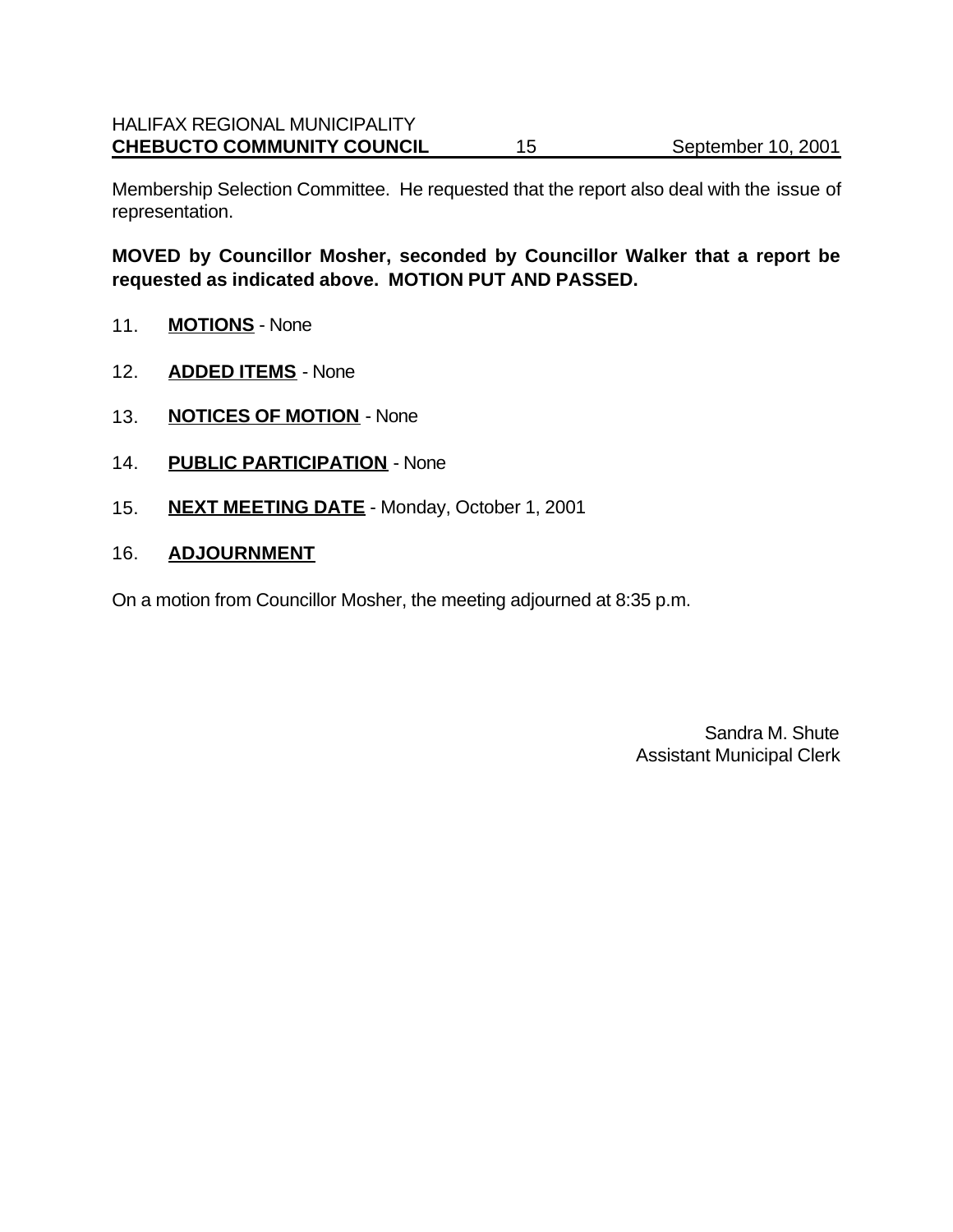Membership Selection Committee. He requested that the report also deal with the issue of representation.

**MOVED by Councillor Mosher, seconded by Councillor Walker that a report be requested as indicated above. MOTION PUT AND PASSED.**

11. **MOTIONS** - None

12. **ADDED ITEMS** - None

13. **NOTICES OF MOTION** - None

14. **PUBLIC PARTICIPATION** - None

15. **NEXT MEETING DATE** - Monday, October 1, 2001

16. **ADJOURNMENT**

On a motion from Councillor Mosher, the meeting adjourned at 8:35 p.m.

Sandra M. Shute
Assistant Municipal Clerk